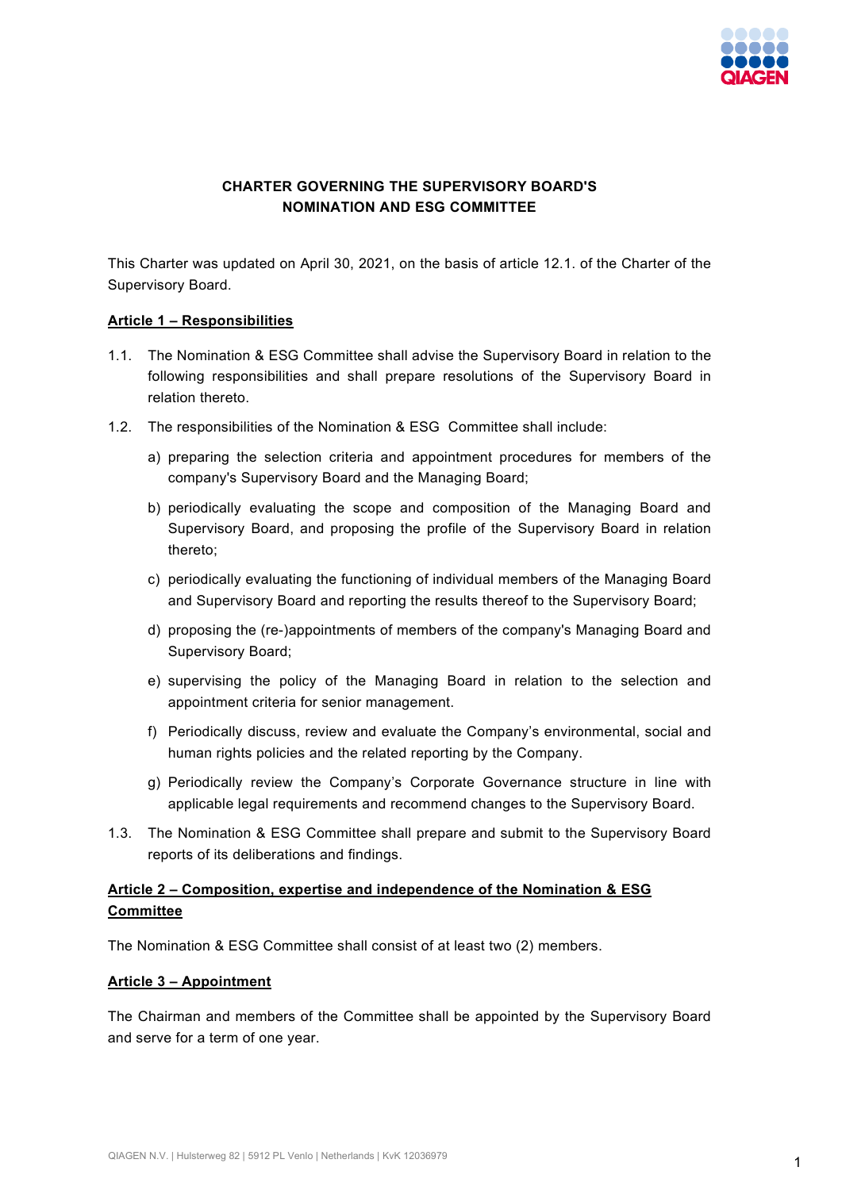**CHARTER GOVERNING THE SUPERVISORY BOARD'S NOMINATION AND ESG COMMITTEE**

This Charter was updated on April 30, 2021, on the basis of article 12.1. of the Charter of the Supervisory Board.

## Article 1 – Responsibilities

1.1. The Nomination & ESG Committee shall advise the Supervisory Board in relation to the following responsibilities and shall prepare resolutions of the Supervisory Board in relation thereto.

1.2. The responsibilities of the Nomination & ESG Committee shall include:

a) preparing the selection criteria and appointment procedures for members of the company's Supervisory Board and the Managing Board;

b) periodically evaluating the scope and composition of the Managing Board and Supervisory Board, and proposing the profile of the Supervisory Board in relation thereto;

c) periodically evaluating the functioning of individual members of the Managing Board and Supervisory Board and reporting the results thereof to the Supervisory Board;

d) proposing the (re-)appointments of members of the company's Managing Board and Supervisory Board;

e) supervising the policy of the Managing Board in relation to the selection and appointment criteria for senior management.

f) Periodically discuss, review and evaluate the Company's environmental, social and human rights policies and the related reporting by the Company.

g) Periodically review the Company's Corporate Governance structure in line with applicable legal requirements and recommend changes to the Supervisory Board.

1.3. The Nomination & ESG Committee shall prepare and submit to the Supervisory Board reports of its deliberations and findings.

## Article 2 – Composition, expertise and independence of the Nomination & ESG Committee

The Nomination & ESG Committee shall consist of at least two (2) members.

## Article 3 – Appointment

The Chairman and members of the Committee shall be appointed by the Supervisory Board and serve for a term of one year.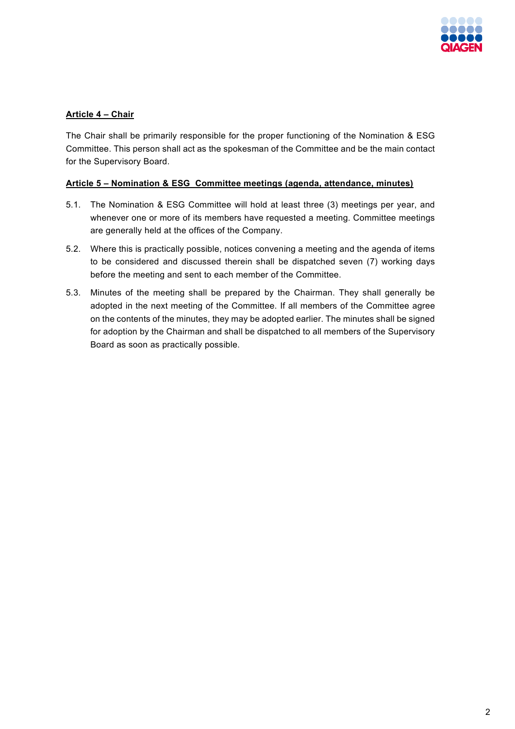## Article 4 – Chair

The Chair shall be primarily responsible for the proper functioning of the Nomination & ESG Committee. This person shall act as the spokesman of the Committee and be the main contact for the Supervisory Board.

## Article 5 – Nomination & ESG Committee meetings (agenda, attendance, minutes)

5.1. The Nomination & ESG Committee will hold at least three (3) meetings per year, and whenever one or more of its members have requested a meeting. Committee meetings are generally held at the offices of the Company.

5.2. Where this is practically possible, notices convening a meeting and the agenda of items to be considered and discussed therein shall be dispatched seven (7) working days before the meeting and sent to each member of the Committee.

5.3. Minutes of the meeting shall be prepared by the Chairman. They shall generally be adopted in the next meeting of the Committee. If all members of the Committee agree on the contents of the minutes, they may be adopted earlier. The minutes shall be signed for adoption by the Chairman and shall be dispatched to all members of the Supervisory Board as soon as practically possible.